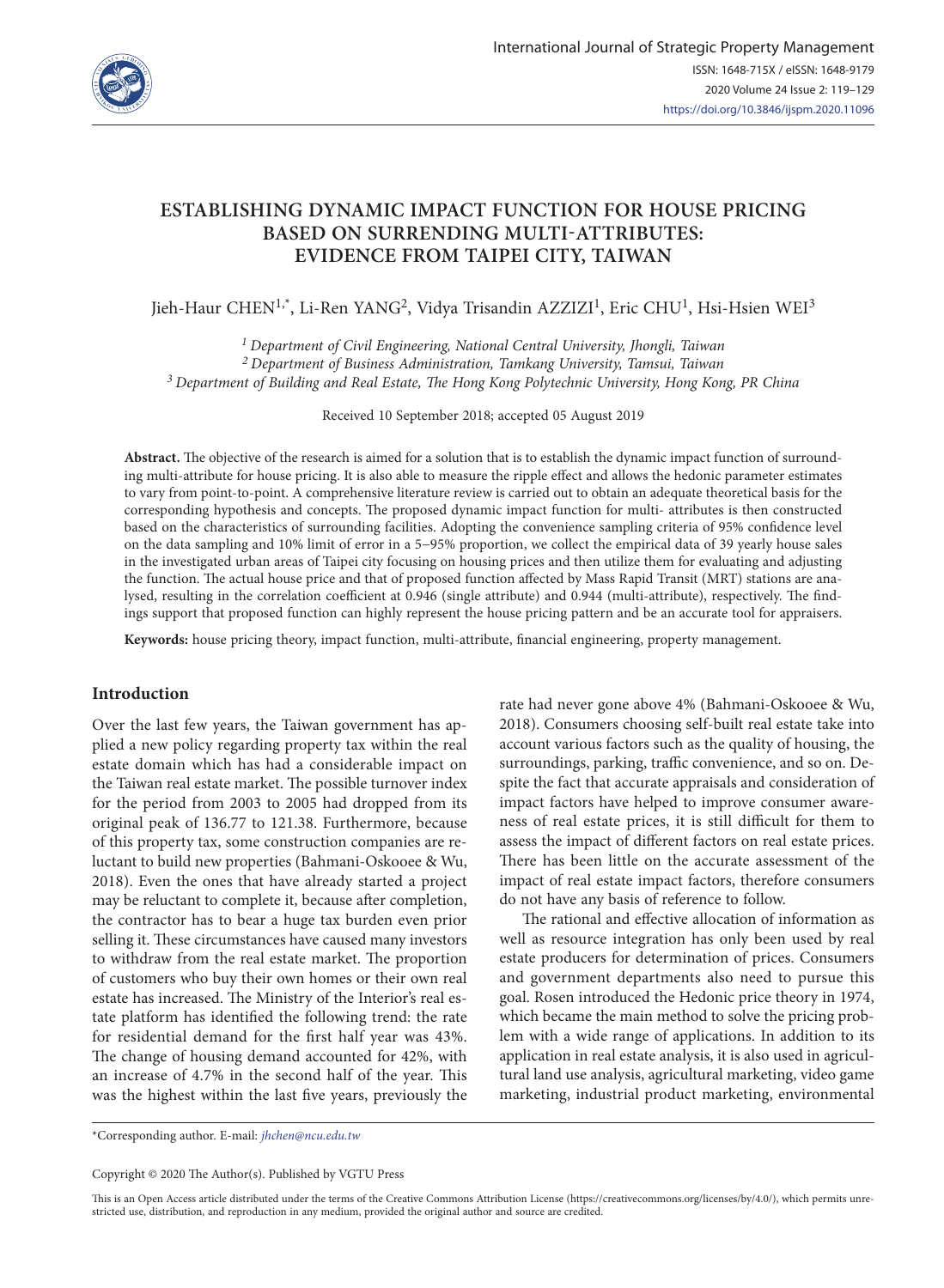# ESTABLISHING DYNAMIC IMPACT FUNCTION FOR HOUSE PRICING BASED ON SURRENDING MULTI-ATTRIBUTES: EVIDENCE FROM TAIPEI CITY, TAIWAN

Jieh-Haur CHEN[1,*], Li-Ren YANG[2], Vidya Trisandin AZZIZI[1], Eric CHU[1], Hsi-Hsien WEI[3]

[1] *Department of Civil Engineering, National Central University, Jhongli, Taiwan*
[2] *Department of Business Administration, Tamkang University, Tamsui, Taiwan*
[3] *Department of Building and Real Estate, The Hong Kong Polytechnic University, Hong Kong, PR China*

Received 10 September 2018; accepted 05 August 2019

**Abstract.** The objective of the research is aimed for a solution that is to establish the dynamic impact function of surrounding multi-attribute for house pricing. It is also able to measure the ripple effect and allows the hedonic parameter estimates to vary from point-to-point. A comprehensive literature review is carried out to obtain an adequate theoretical basis for the corresponding hypothesis and concepts. The proposed dynamic impact function for multi- attributes is then constructed based on the characteristics of surrounding facilities. Adopting the convenience sampling criteria of 95% confidence level on the data sampling and 10% limit of error in a 5–95% proportion, we collect the empirical data of 39 yearly house sales in the investigated urban areas of Taipei city focusing on housing prices and then utilize them for evaluating and adjusting the function. The actual house price and that of proposed function affected by Mass Rapid Transit (MRT) stations are analysed, resulting in the correlation coefficient at 0.946 (single attribute) and 0.944 (multi-attribute), respectively. The findings support that proposed function can highly represent the house pricing pattern and be an accurate tool for appraisers.

**Keywords:** house pricing theory, impact function, multi-attribute, financial engineering, property management.

## Introduction

Over the last few years, the Taiwan government has applied a new policy regarding property tax within the real estate domain which has had a considerable impact on the Taiwan real estate market. The possible turnover index for the period from 2003 to 2005 had dropped from its original peak of 136.77 to 121.38. Furthermore, because of this property tax, some construction companies are reluctant to build new properties (Bahmani-Oskooee & Wu, 2018). Even the ones that have already started a project may be reluctant to complete it, because after completion, the contractor has to bear a huge tax burden even prior selling it. These circumstances have caused many investors to withdraw from the real estate market. The proportion of customers who buy their own homes or their own real estate has increased. The Ministry of the Interior's real estate platform has identified the following trend: the rate for residential demand for the first half year was 43%. The change of housing demand accounted for 42%, with an increase of 4.7% in the second half of the year. This was the highest within the last five years, previously the rate had never gone above 4% (Bahmani-Oskooee & Wu, 2018). Consumers choosing self-built real estate take into account various factors such as the quality of housing, the surroundings, parking, traffic convenience, and so on. Despite the fact that accurate appraisals and consideration of impact factors have helped to improve consumer awareness of real estate prices, it is still difficult for them to assess the impact of different factors on real estate prices. There has been little on the accurate assessment of the impact of real estate impact factors, therefore consumers do not have any basis of reference to follow.

The rational and effective allocation of information as well as resource integration has only been used by real estate producers for determination of prices. Consumers and government departments also need to pursue this goal. Rosen introduced the Hedonic price theory in 1974, which became the main method to solve the pricing problem with a wide range of applications. In addition to its application in real estate analysis, it is also used in agricultural land use analysis, agricultural marketing, video game marketing, industrial product marketing, environmental

*Corresponding author. E-mail: *jhchen@ncu.edu.tw*

Copyright © 2020 The Author(s). Published by VGTU Press

This is an Open Access article distributed under the terms of the Creative Commons Attribution License (https://creativecommons.org/licenses/by/4.0/), which permits unrestricted use, distribution, and reproduction in any medium, provided the original author and source are credited.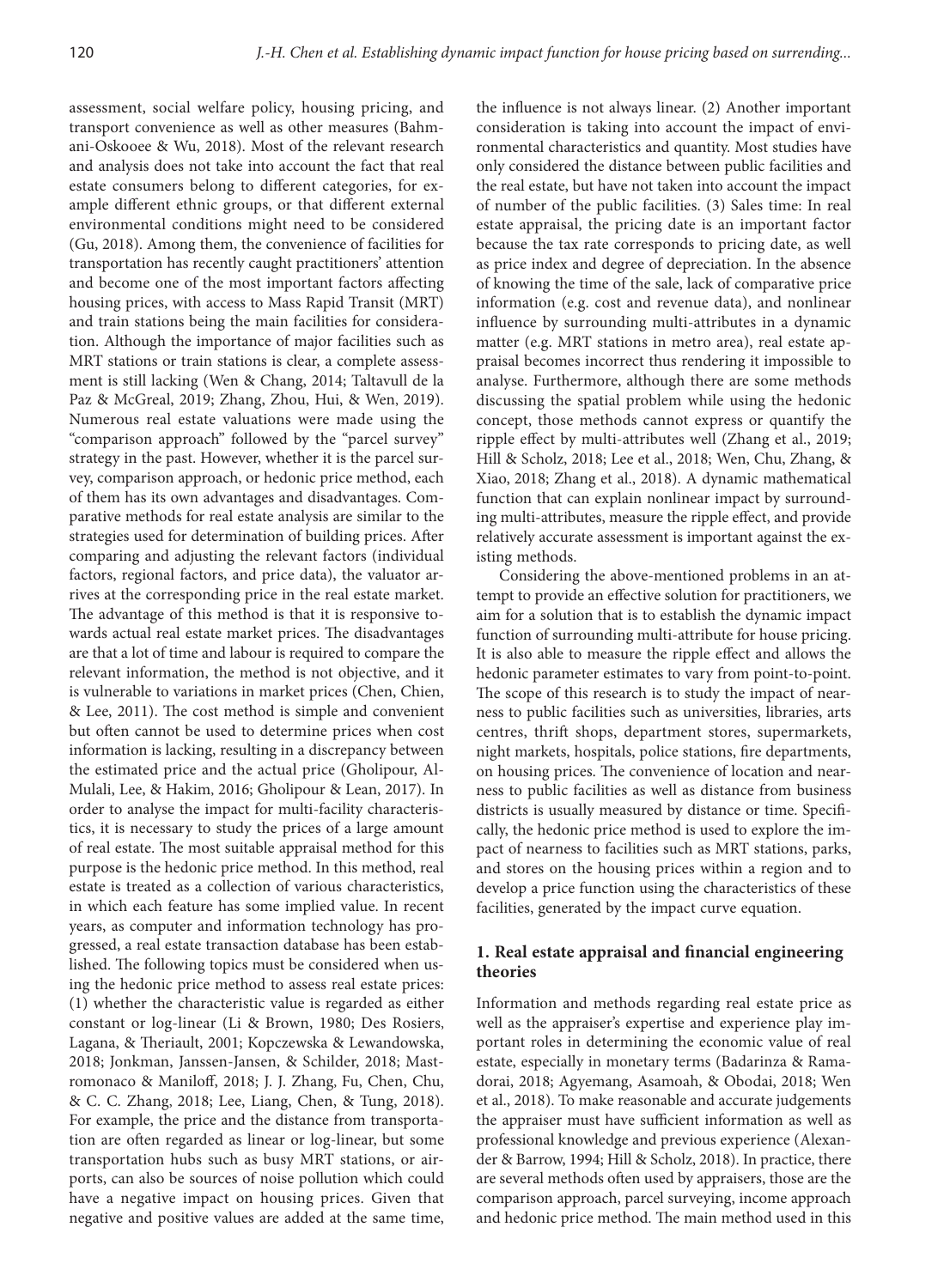assessment, social welfare policy, housing pricing, and transport convenience as well as other measures (Bahmani-Oskooee & Wu, 2018). Most of the relevant research and analysis does not take into account the fact that real estate consumers belong to different categories, for example different ethnic groups, or that different external environmental conditions might need to be considered (Gu, 2018). Among them, the convenience of facilities for transportation has recently caught practitioners' attention and become one of the most important factors affecting housing prices, with access to Mass Rapid Transit (MRT) and train stations being the main facilities for consideration. Although the importance of major facilities such as MRT stations or train stations is clear, a complete assessment is still lacking (Wen & Chang, 2014; Taltavull de la Paz & McGreal, 2019; Zhang, Zhou, Hui, & Wen, 2019). Numerous real estate valuations were made using the "comparison approach" followed by the "parcel survey" strategy in the past. However, whether it is the parcel survey, comparison approach, or hedonic price method, each of them has its own advantages and disadvantages. Comparative methods for real estate analysis are similar to the strategies used for determination of building prices. After comparing and adjusting the relevant factors (individual factors, regional factors, and price data), the valuator arrives at the corresponding price in the real estate market. The advantage of this method is that it is responsive towards actual real estate market prices. The disadvantages are that a lot of time and labour is required to compare the relevant information, the method is not objective, and it is vulnerable to variations in market prices (Chen, Chien, & Lee, 2011). The cost method is simple and convenient but often cannot be used to determine prices when cost information is lacking, resulting in a discrepancy between the estimated price and the actual price (Gholipour, Al-Mulali, Lee, & Hakim, 2016; Gholipour & Lean, 2017). In order to analyse the impact for multi-facility characteristics, it is necessary to study the prices of a large amount of real estate. The most suitable appraisal method for this purpose is the hedonic price method. In this method, real estate is treated as a collection of various characteristics, in which each feature has some implied value. In recent years, as computer and information technology has progressed, a real estate transaction database has been established. The following topics must be considered when using the hedonic price method to assess real estate prices: (1) whether the characteristic value is regarded as either constant or log-linear (Li & Brown, 1980; Des Rosiers, Lagana, & Theriault, 2001; Kopczewska & Lewandowska, 2018; Jonkman, Janssen-Jansen, & Schilder, 2018; Mastromonaco & Maniloff, 2018; J. J. Zhang, Fu, Chen, Chu, & C. C. Zhang, 2018; Lee, Liang, Chen, & Tung, 2018). For example, the price and the distance from transportation are often regarded as linear or log-linear, but some transportation hubs such as busy MRT stations, or airports, can also be sources of noise pollution which could have a negative impact on housing prices. Given that negative and positive values are added at the same time, the influence is not always linear. (2) Another important consideration is taking into account the impact of environmental characteristics and quantity. Most studies have only considered the distance between public facilities and the real estate, but have not taken into account the impact of number of the public facilities. (3) Sales time: In real estate appraisal, the pricing date is an important factor because the tax rate corresponds to pricing date, as well as price index and degree of depreciation. In the absence of knowing the time of the sale, lack of comparative price information (e.g. cost and revenue data), and nonlinear influence by surrounding multi-attributes in a dynamic matter (e.g. MRT stations in metro area), real estate appraisal becomes incorrect thus rendering it impossible to analyse. Furthermore, although there are some methods discussing the spatial problem while using the hedonic concept, those methods cannot express or quantify the ripple effect by multi-attributes well (Zhang et al., 2019; Hill & Scholz, 2018; Lee et al., 2018; Wen, Chu, Zhang, & Xiao, 2018; Zhang et al., 2018). A dynamic mathematical function that can explain nonlinear impact by surrounding multi-attributes, measure the ripple effect, and provide relatively accurate assessment is important against the existing methods.

Considering the above-mentioned problems in an attempt to provide an effective solution for practitioners, we aim for a solution that is to establish the dynamic impact function of surrounding multi-attribute for house pricing. It is also able to measure the ripple effect and allows the hedonic parameter estimates to vary from point-to-point. The scope of this research is to study the impact of nearness to public facilities such as universities, libraries, arts centres, thrift shops, department stores, supermarkets, night markets, hospitals, police stations, fire departments, on housing prices. The convenience of location and nearness to public facilities as well as distance from business districts is usually measured by distance or time. Specifically, the hedonic price method is used to explore the impact of nearness to facilities such as MRT stations, parks, and stores on the housing prices within a region and to develop a price function using the characteristics of these facilities, generated by the impact curve equation.

## 1. Real estate appraisal and financial engineering theories

Information and methods regarding real estate price as well as the appraiser's expertise and experience play important roles in determining the economic value of real estate, especially in monetary terms (Badarinza & Ramadorai, 2018; Agyemang, Asamoah, & Obodai, 2018; Wen et al., 2018). To make reasonable and accurate judgements the appraiser must have sufficient information as well as professional knowledge and previous experience (Alexander & Barrow, 1994; Hill & Scholz, 2018). In practice, there are several methods often used by appraisers, those are the comparison approach, parcel surveying, income approach and hedonic price method. The main method used in this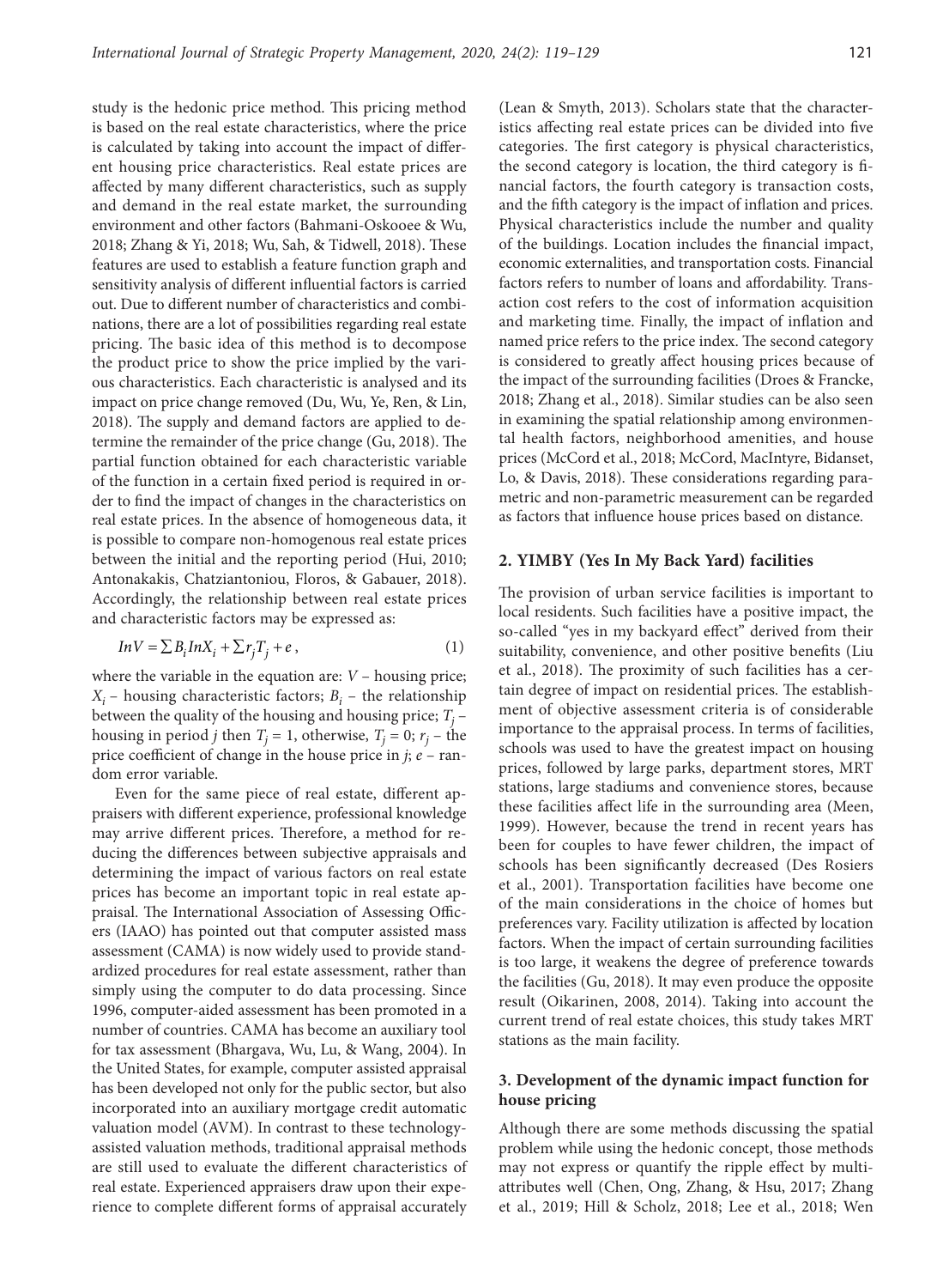study is the hedonic price method. This pricing method is based on the real estate characteristics, where the price is calculated by taking into account the impact of different housing price characteristics. Real estate prices are affected by many different characteristics, such as supply and demand in the real estate market, the surrounding environment and other factors (Bahmani-Oskooee & Wu, 2018; Zhang & Yi, 2018; Wu, Sah, & Tidwell, 2018). These features are used to establish a feature function graph and sensitivity analysis of different influential factors is carried out. Due to different number of characteristics and combinations, there are a lot of possibilities regarding real estate pricing. The basic idea of this method is to decompose the product price to show the price implied by the various characteristics. Each characteristic is analysed and its impact on price change removed (Du, Wu, Ye, Ren, & Lin, 2018). The supply and demand factors are applied to determine the remainder of the price change (Gu, 2018). The partial function obtained for each characteristic variable of the function in a certain fixed period is required in order to find the impact of changes in the characteristics on real estate prices. In the absence of homogeneous data, it is possible to compare non-homogenous real estate prices between the initial and the reporting period (Hui, 2010; Antonakakis, Chatziantoniou, Floros, & Gabauer, 2018). Accordingly, the relationship between real estate prices and characteristic factors may be expressed as:

$$InV = \sum B_i InX_i + \sum r_j T_j + e, \quad (1)$$

where the variable in the equation are: $V$ – housing price; $X_i$ – housing characteristic factors; $B_i$ – the relationship between the quality of the housing and housing price; $T_j$ – housing in period $j$ then $T_j = 1$, otherwise, $T_j = 0$; $r_j$ – the price coefficient of change in the house price in $j$; $e$ – random error variable.

Even for the same piece of real estate, different appraisers with different experience, professional knowledge may arrive different prices. Therefore, a method for reducing the differences between subjective appraisals and determining the impact of various factors on real estate prices has become an important topic in real estate appraisal. The International Association of Assessing Officers (IAAO) has pointed out that computer assisted mass assessment (CAMA) is now widely used to provide standardized procedures for real estate assessment, rather than simply using the computer to do data processing. Since 1996, computer-aided assessment has been promoted in a number of countries. CAMA has become an auxiliary tool for tax assessment (Bhargava, Wu, Lu, & Wang, 2004). In the United States, for example, computer assisted appraisal has been developed not only for the public sector, but also incorporated into an auxiliary mortgage credit automatic valuation model (AVM). In contrast to these technology-assisted valuation methods, traditional appraisal methods are still used to evaluate the different characteristics of real estate. Experienced appraisers draw upon their experience to complete different forms of appraisal accurately (Lean & Smyth, 2013). Scholars state that the characteristics affecting real estate prices can be divided into five categories. The first category is physical characteristics, the second category is location, the third category is financial factors, the fourth category is transaction costs, and the fifth category is the impact of inflation and prices. Physical characteristics include the number and quality of the buildings. Location includes the financial impact, economic externalities, and transportation costs. Financial factors refers to number of loans and affordability. Transaction cost refers to the cost of information acquisition and marketing time. Finally, the impact of inflation and named price refers to the price index. The second category is considered to greatly affect housing prices because of the impact of the surrounding facilities (Droes & Francke, 2018; Zhang et al., 2018). Similar studies can be also seen in examining the spatial relationship among environmental health factors, neighborhood amenities, and house prices (McCord et al., 2018; McCord, MacIntyre, Bidanset, Lo, & Davis, 2018). These considerations regarding parametric and non-parametric measurement can be regarded as factors that influence house prices based on distance.

## 2. YIMBY (Yes In My Back Yard) facilities

The provision of urban service facilities is important to local residents. Such facilities have a positive impact, the so-called "yes in my backyard effect" derived from their suitability, convenience, and other positive benefits (Liu et al., 2018). The proximity of such facilities has a certain degree of impact on residential prices. The establishment of objective assessment criteria is of considerable importance to the appraisal process. In terms of facilities, schools was used to have the greatest impact on housing prices, followed by large parks, department stores, MRT stations, large stadiums and convenience stores, because these facilities affect life in the surrounding area (Meen, 1999). However, because the trend in recent years has been for couples to have fewer children, the impact of schools has been significantly decreased (Des Rosiers et al., 2001). Transportation facilities have become one of the main considerations in the choice of homes but preferences vary. Facility utilization is affected by location factors. When the impact of certain surrounding facilities is too large, it weakens the degree of preference towards the facilities (Gu, 2018). It may even produce the opposite result (Oikarinen, 2008, 2014). Taking into account the current trend of real estate choices, this study takes MRT stations as the main facility.

## 3. Development of the dynamic impact function for house pricing

Although there are some methods discussing the spatial problem while using the hedonic concept, those methods may not express or quantify the ripple effect by multi-attributes well (Chen, Ong, Zhang, & Hsu, 2017; Zhang et al., 2019; Hill & Scholz, 2018; Lee et al., 2018; Wen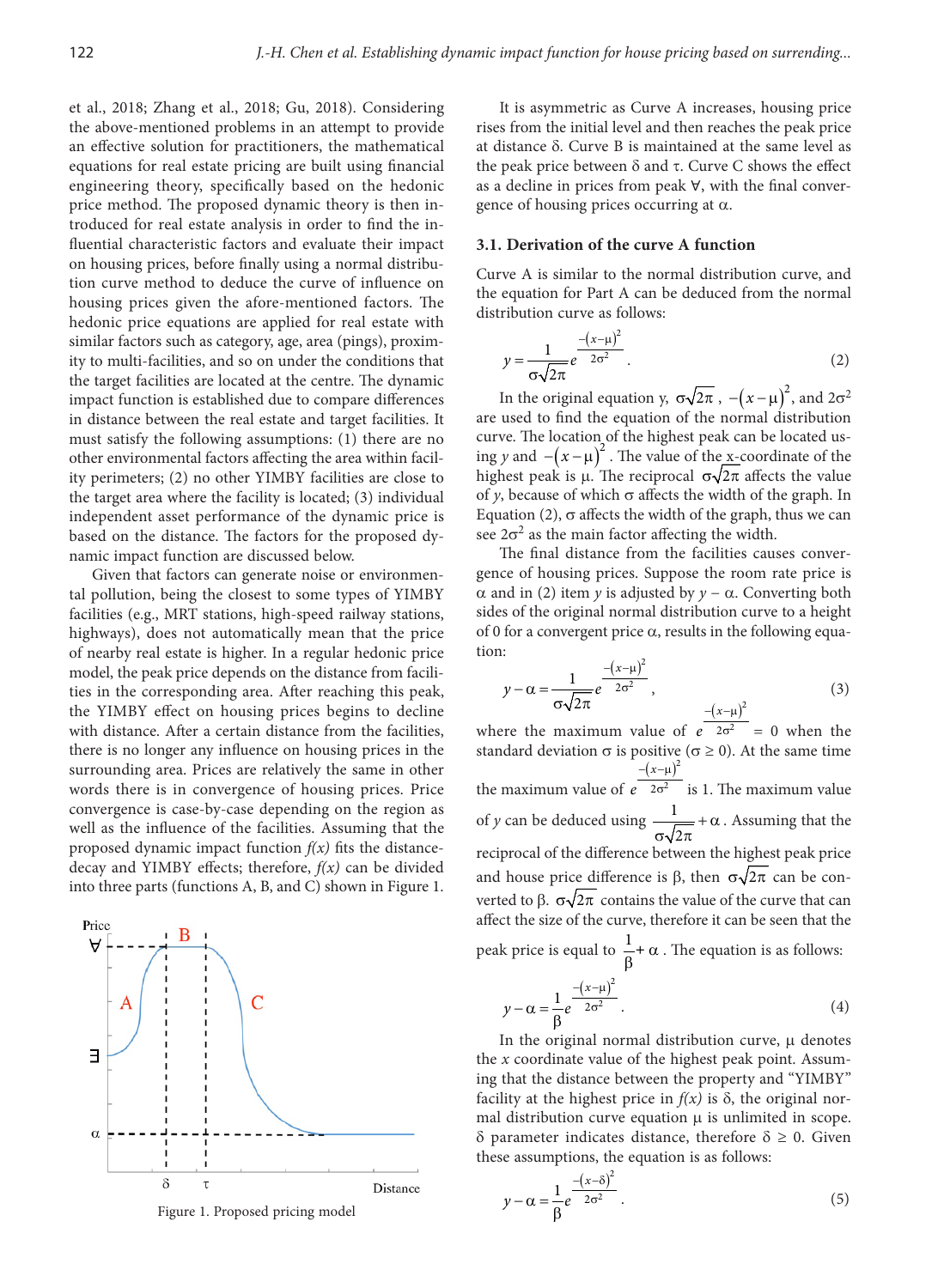et al., 2018; Zhang et al., 2018; Gu, 2018). Considering the above-mentioned problems in an attempt to provide an effective solution for practitioners, the mathematical equations for real estate pricing are built using financial engineering theory, specifically based on the hedonic price method. The proposed dynamic theory is then introduced for real estate analysis in order to find the influential characteristic factors and evaluate their impact on housing prices, before finally using a normal distribution curve method to deduce the curve of influence on housing prices given the afore-mentioned factors. The hedonic price equations are applied for real estate with similar factors such as category, age, area (pings), proximity to multi-facilities, and so on under the conditions that the target facilities are located at the centre. The dynamic impact function is established due to compare differences in distance between the real estate and target facilities. It must satisfy the following assumptions: (1) there are no other environmental factors affecting the area within facility perimeters; (2) no other YIMBY facilities are close to the target area where the facility is located; (3) individual independent asset performance of the dynamic price is based on the distance. The factors for the proposed dynamic impact function are discussed below.

Given that factors can generate noise or environmental pollution, being the closest to some types of YIMBY facilities (e.g., MRT stations, high-speed railway stations, highways), does not automatically mean that the price of nearby real estate is higher. In a regular hedonic price model, the peak price depends on the distance from facilities in the corresponding area. After reaching this peak, the YIMBY effect on housing prices begins to decline with distance. After a certain distance from the facilities, there is no longer any influence on housing prices in the surrounding area. Prices are relatively the same in other words there is in convergence of housing prices. Price convergence is case-by-case depending on the region as well as the influence of the facilities. Assuming that the proposed dynamic impact function *f(x)* fits the distance-decay and YIMBY effects; therefore, *f(x)* can be divided into three parts (functions A, B, and C) shown in Figure 1.

Figure 1. Proposed pricing model

It is asymmetric as Curve A increases, housing price rises from the initial level and then reaches the peak price at distance $\delta$. Curve B is maintained at the same level as the peak price between $\delta$ and $\tau$. Curve C shows the effect as a decline in prices from peak $\forall$, with the final convergence of housing prices occurring at $\alpha$.

### 3.1. Derivation of the curve A function

Curve A is similar to the normal distribution curve, and the equation for Part A can be deduced from the normal distribution curve as follows:

$$y = \frac{1}{\sigma\sqrt{2\pi}} e^{\frac{-(x-\mu)^2}{2\sigma^2}}. \tag{2}$$

In the original equation y, $\sigma\sqrt{2\pi}$, $-(x-\mu)^2$, and $2\sigma^2$ are used to find the equation of the normal distribution curve. The location of the highest peak can be located using $y$ and $-(x-\mu)^2$. The value of the x-coordinate of the highest peak is $\mu$. The reciprocal $\sigma\sqrt{2\pi}$ affects the value of $y$, because of which $\sigma$ affects the width of the graph. In Equation (2), $\sigma$ affects the width of the graph, thus we can see $2\sigma^2$ as the main factor affecting the width.

The final distance from the facilities causes convergence of housing prices. Suppose the room rate price is $\alpha$ and in (2) item $y$ is adjusted by $y - \alpha$. Converting both sides of the original normal distribution curve to a height of 0 for a convergent price $\alpha$, results in the following equation:

$$y - \alpha = \frac{1}{\sigma\sqrt{2\pi}} e^{\frac{-(x-\mu)^2}{2\sigma^2}}, \tag{3}$$

where the maximum value of $e^{\frac{-(x-\mu)^2}{2\sigma^2}} = 0$ when the standard deviation $\sigma$ is positive ($\sigma \geq 0$). At the same time the maximum value of $e^{\frac{-(x-\mu)^2}{2\sigma^2}}$ is 1. The maximum value of $y$ can be deduced using $\frac{1}{\sigma\sqrt{2\pi}} + \alpha$. Assuming that the reciprocal of the difference between the highest peak price and house price difference is $\beta$, then $\sigma\sqrt{2\pi}$ can be converted to $\beta$. $\sigma\sqrt{2\pi}$ contains the value of the curve that can affect the size of the curve, therefore it can be seen that the peak price is equal to $\frac{1}{\beta} + \alpha$. The equation is as follows:

$$y - \alpha = \frac{1}{\beta} e^{\frac{-(x-\mu)^2}{2\sigma^2}}. \tag{4}$$

In the original normal distribution curve, $\mu$ denotes the $x$ coordinate value of the highest peak point. Assuming that the distance between the property and "YIMBY" facility at the highest price in $f(x)$ is $\delta$, the original normal distribution curve equation $\mu$ is unlimited in scope. $\delta$ parameter indicates distance, therefore $\delta \geq 0$. Given these assumptions, the equation is as follows:

$$y - \alpha = \frac{1}{\beta} e^{\frac{-(x-\delta)^2}{2\sigma^2}}. \tag{5}$$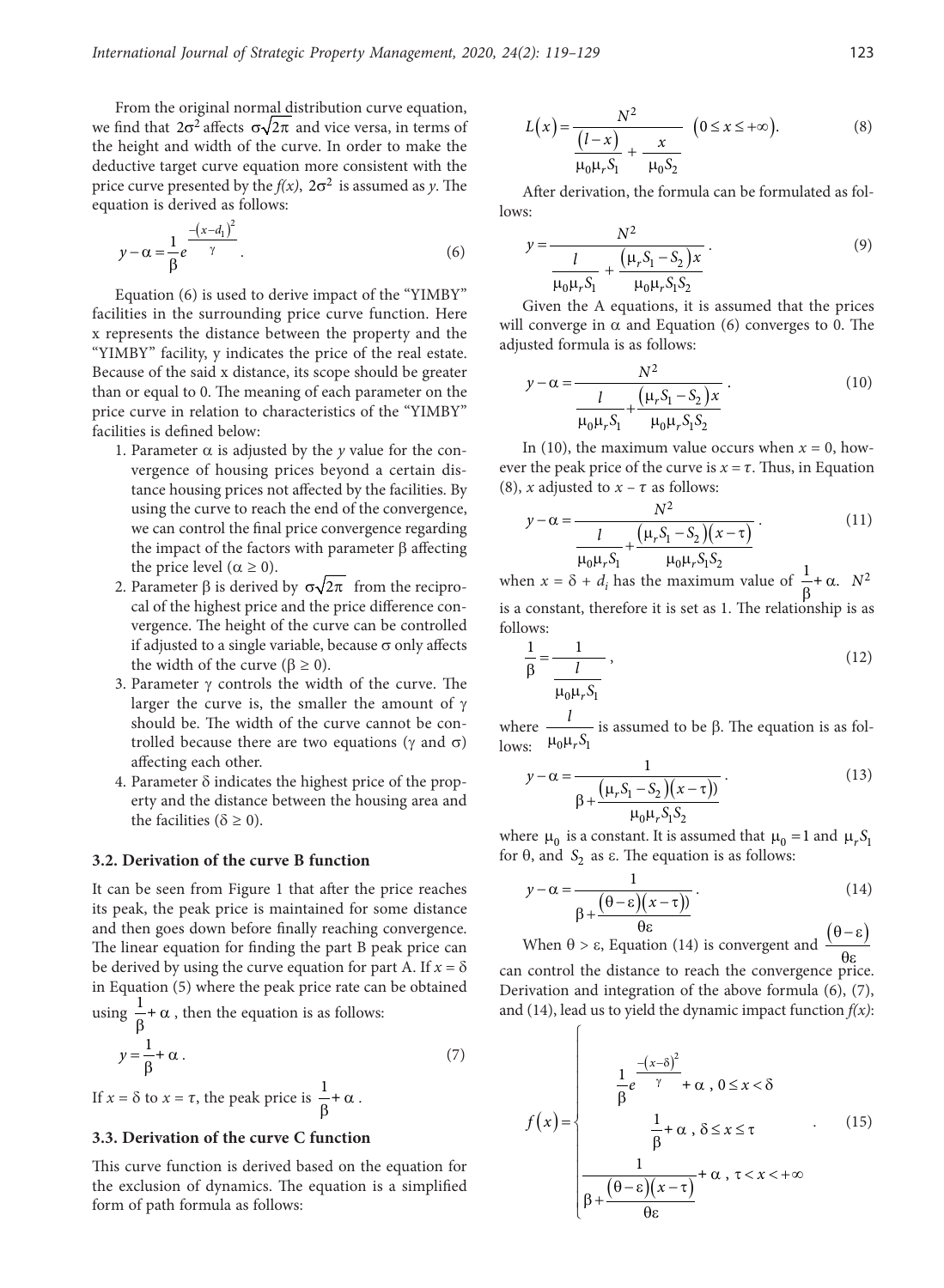From the original normal distribution curve equation, we find that $2\sigma^2$ affects $\sigma\sqrt{2\pi}$ and vice versa, in terms of the height and width of the curve. In order to make the deductive target curve equation more consistent with the price curve presented by the *f(x)*, $2\sigma^2$ is assumed as *y*. The equation is derived as follows:

$$y - \alpha = \frac{1}{\beta} e^{\frac{-(x-d_1)^2}{\gamma}}. \quad (6)$$

Equation (6) is used to derive impact of the "YIMBY" facilities in the surrounding price curve function. Here x represents the distance between the property and the "YIMBY" facility, y indicates the price of the real estate. Because of the said x distance, its scope should be greater than or equal to 0. The meaning of each parameter on the price curve in relation to characteristics of the "YIMBY" facilities is defined below:

1. Parameter $\alpha$ is adjusted by the *y* value for the convergence of housing prices beyond a certain distance housing prices not affected by the facilities. By using the curve to reach the end of the convergence, we can control the final price convergence regarding the impact of the factors with parameter $\beta$ affecting the price level ($\alpha \geq 0$).
2. Parameter $\beta$ is derived by $\sigma\sqrt{2\pi}$ from the reciprocal of the highest price and the price difference convergence. The height of the curve can be controlled if adjusted to a single variable, because $\sigma$ only affects the width of the curve ($\beta \geq 0$).
3. Parameter $\gamma$ controls the width of the curve. The larger the curve is, the smaller the amount of $\gamma$ should be. The width of the curve cannot be controlled because there are two equations ($\gamma$ and $\sigma$) affecting each other.
4. Parameter $\delta$ indicates the highest price of the property and the distance between the housing area and the facilities ($\delta \geq 0$).

### 3.2. Derivation of the curve B function

It can be seen from Figure 1 that after the price reaches its peak, the peak price is maintained for some distance and then goes down before finally reaching convergence. The linear equation for finding the part B peak price can be derived by using the curve equation for part A. If $x = \delta$ in Equation (5) where the peak price rate can be obtained using $\frac{1}{\beta} + \alpha$, then the equation is as follows:

$$y = \frac{1}{\beta} + \alpha. \quad (7)$$

If $x = \delta$ to $x = \tau$, the peak price is $\frac{1}{\beta} + \alpha$.

### 3.3. Derivation of the curve C function

This curve function is derived based on the equation for the exclusion of dynamics. The equation is a simplified form of path formula as follows:

$$L(x) = \frac{N^2}{\frac{(l-x)}{\mu_0 \mu_r S_1} + \frac{x}{\mu_0 S_2}} \quad (0 \leq x \leq +\infty). \quad (8)$$

After derivation, the formula can be formulated as follows:

$$y = \frac{N^2}{\frac{l}{\mu_0 \mu_r S_1} + \frac{(\mu_r S_1 - S_2)x}{\mu_0 \mu_r S_1 S_2}}. \quad (9)$$

Given the A equations, it is assumed that the prices will converge in $\alpha$ and Equation (6) converges to 0. The adjusted formula is as follows:

$$y - \alpha = \frac{N^2}{\frac{l}{\mu_0 \mu_r S_1} + \frac{(\mu_r S_1 - S_2)x}{\mu_0 \mu_r S_1 S_2}}. \quad (10)$$

In (10), the maximum value occurs when $x = 0$, however the peak price of the curve is $x = \tau$. Thus, in Equation (8), $x$ adjusted to $x - \tau$ as follows:

$$y - \alpha = \frac{N^2}{\frac{l}{\mu_0 \mu_r S_1} + \frac{(\mu_r S_1 - S_2)(x - \tau)}{\mu_0 \mu_r S_1 S_2}}. \quad (11)$$

when $x = \delta + d_i$ has the maximum value of $\frac{1}{\beta} + \alpha$. $N^2$ is a constant, therefore it is set as 1. The relationship is as follows:

$$\frac{1}{\beta} = \frac{1}{\frac{l}{\mu_0 \mu_r S_1}}, \quad (12)$$

where $\frac{l}{\mu_0 \mu_r S_1}$ is assumed to be $\beta$. The equation is as follows:

$$y - \alpha = \frac{1}{\beta + \frac{(\mu_r S_1 - S_2)(x - \tau))}{\mu_0 \mu_r S_1 S_2}}. \quad (13)$$

where $\mu_0$ is a constant. It is assumed that $\mu_0 = 1$ and $\mu_r S_1$ for $\theta$, and $S_2$ as $\varepsilon$. The equation is as follows:

$$y - \alpha = \frac{1}{\beta + \frac{(\theta - \varepsilon)(x - \tau))}{\theta\varepsilon}}. \quad (14)$$

When $\theta > \varepsilon$, Equation (14) is convergent and $\frac{(\theta - \varepsilon)}{\theta\varepsilon}$ can control the distance to reach the convergence price. Derivation and integration of the above formula (6), (7), and (14), lead us to yield the dynamic impact function *f(x)*:

$$f(x) = \begin{cases} \frac{1}{\beta} e^{\frac{-(x-\delta)^2}{\gamma}} + \alpha, & 0 \leq x < \delta \\ \frac{1}{\beta} + \alpha, & \delta \leq x \leq \tau \\ \frac{1}{\beta + \frac{(\theta - \varepsilon)(x - \tau)}{\theta\varepsilon}} + \alpha, & \tau < x < +\infty \end{cases}. \quad (15)$$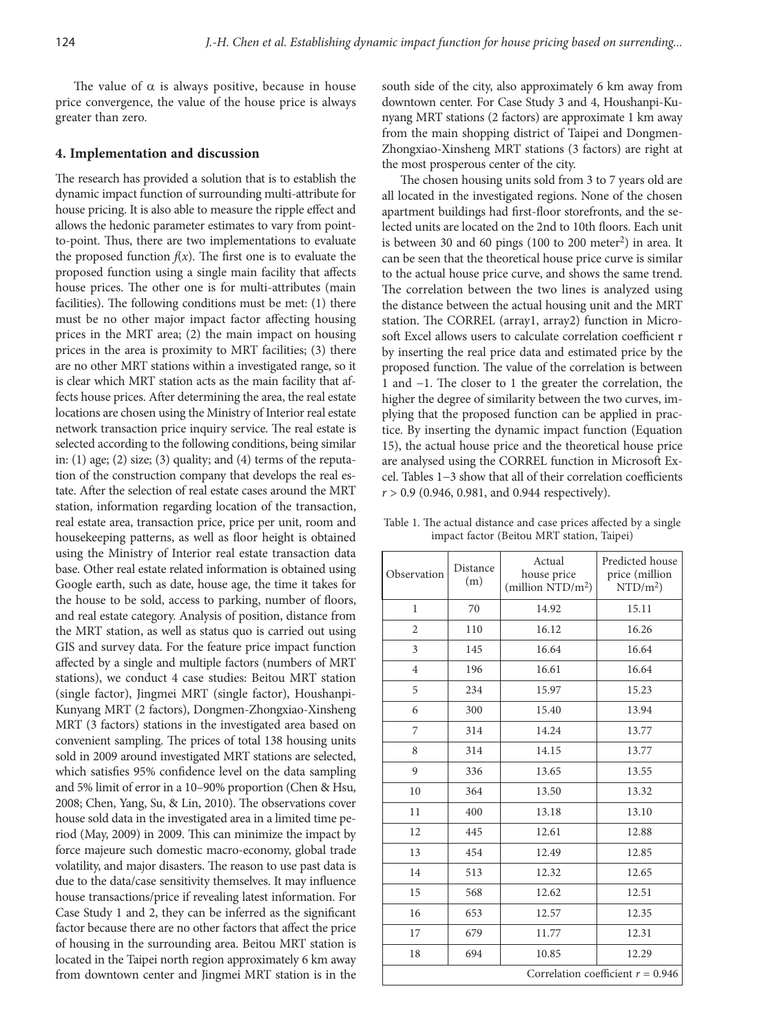The value of α is always positive, because in house price convergence, the value of the house price is always greater than zero.

## 4. Implementation and discussion

The research has provided a solution that is to establish the dynamic impact function of surrounding multi-attribute for house pricing. It is also able to measure the ripple effect and allows the hedonic parameter estimates to vary from point-to-point. Thus, there are two implementations to evaluate the proposed function $f(x)$. The first one is to evaluate the proposed function using a single main facility that affects house prices. The other one is for multi-attributes (main facilities). The following conditions must be met: (1) there must be no other major impact factor affecting housing prices in the MRT area; (2) the main impact on housing prices in the area is proximity to MRT facilities; (3) there are no other MRT stations within a investigated range, so it is clear which MRT station acts as the main facility that affects house prices. After determining the area, the real estate locations are chosen using the Ministry of Interior real estate network transaction price inquiry service. The real estate is selected according to the following conditions, being similar in: (1) age; (2) size; (3) quality; and (4) terms of the reputation of the construction company that develops the real estate. After the selection of real estate cases around the MRT station, information regarding location of the transaction, real estate area, transaction price, price per unit, room and housekeeping patterns, as well as floor height is obtained using the Ministry of Interior real estate transaction data base. Other real estate related information is obtained using Google earth, such as date, house age, the time it takes for the house to be sold, access to parking, number of floors, and real estate category. Analysis of position, distance from the MRT station, as well as status quo is carried out using GIS and survey data. For the feature price impact function affected by a single and multiple factors (numbers of MRT stations), we conduct 4 case studies: Beitou MRT station (single factor), Jingmei MRT (single factor), Houshanpi-Kunyang MRT (2 factors), Dongmen-Zhongxiao-Xinsheng MRT (3 factors) stations in the investigated area based on convenient sampling. The prices of total 138 housing units sold in 2009 around investigated MRT stations are selected, which satisfies 95% confidence level on the data sampling and 5% limit of error in a 10–90% proportion (Chen & Hsu, 2008; Chen, Yang, Su, & Lin, 2010). The observations cover house sold data in the investigated area in a limited time period (May, 2009) in 2009. This can minimize the impact by force majeure such domestic macro-economy, global trade volatility, and major disasters. The reason to use past data is due to the data/case sensitivity themselves. It may influence house transactions/price if revealing latest information. For Case Study 1 and 2, they can be inferred as the significant factor because there are no other factors that affect the price of housing in the surrounding area. Beitou MRT station is located in the Taipei north region approximately 6 km away from downtown center and Jingmei MRT station is in the south side of the city, also approximately 6 km away from downtown center. For Case Study 3 and 4, Houshanpi-Kunyang MRT stations (2 factors) are approximate 1 km away from the main shopping district of Taipei and Dongmen-Zhongxiao-Xinsheng MRT stations (3 factors) are right at the most prosperous center of the city.

The chosen housing units sold from 3 to 7 years old are all located in the investigated regions. None of the chosen apartment buildings had first-floor storefronts, and the selected units are located on the 2nd to 10th floors. Each unit is between 30 and 60 pings (100 to 200 meter$^2$) in area. It can be seen that the theoretical house price curve is similar to the actual house price curve, and shows the same trend. The correlation between the two lines is analyzed using the distance between the actual housing unit and the MRT station. The CORREL (array1, array2) function in Microsoft Excel allows users to calculate correlation coefficient r by inserting the real price data and estimated price by the proposed function. The value of the correlation is between 1 and −1. The closer to 1 the greater the correlation, the higher the degree of similarity between the two curves, implying that the proposed function can be applied in practice. By inserting the dynamic impact function (Equation 15), the actual house price and the theoretical house price are analysed using the CORREL function in Microsoft Excel. Tables 1–3 show that all of their correlation coefficients $r > 0.9$ (0.946, 0.981, and 0.944 respectively).

Table 1. The actual distance and case prices affected by a single impact factor (Beitou MRT station, Taipei)

| Observation | Distance (m) | Actual house price (million NTD/m$^2$) | Predicted house price (million NTD/m$^2$) |
|---|---|---|---|
| 1 | 70 | 14.92 | 15.11 |
| 2 | 110 | 16.12 | 16.26 |
| 3 | 145 | 16.64 | 16.64 |
| 4 | 196 | 16.61 | 16.64 |
| 5 | 234 | 15.97 | 15.23 |
| 6 | 300 | 15.40 | 13.94 |
| 7 | 314 | 14.24 | 13.77 |
| 8 | 314 | 14.15 | 13.77 |
| 9 | 336 | 13.65 | 13.55 |
| 10 | 364 | 13.50 | 13.32 |
| 11 | 400 | 13.18 | 13.10 |
| 12 | 445 | 12.61 | 12.88 |
| 13 | 454 | 12.49 | 12.85 |
| 14 | 513 | 12.32 | 12.65 |
| 15 | 568 | 12.62 | 12.51 |
| 16 | 653 | 12.57 | 12.35 |
| 17 | 679 | 11.77 | 12.31 |
| 18 | 694 | 10.85 | 12.29 |
| Correlation coefficient $r = 0.946$ | | | |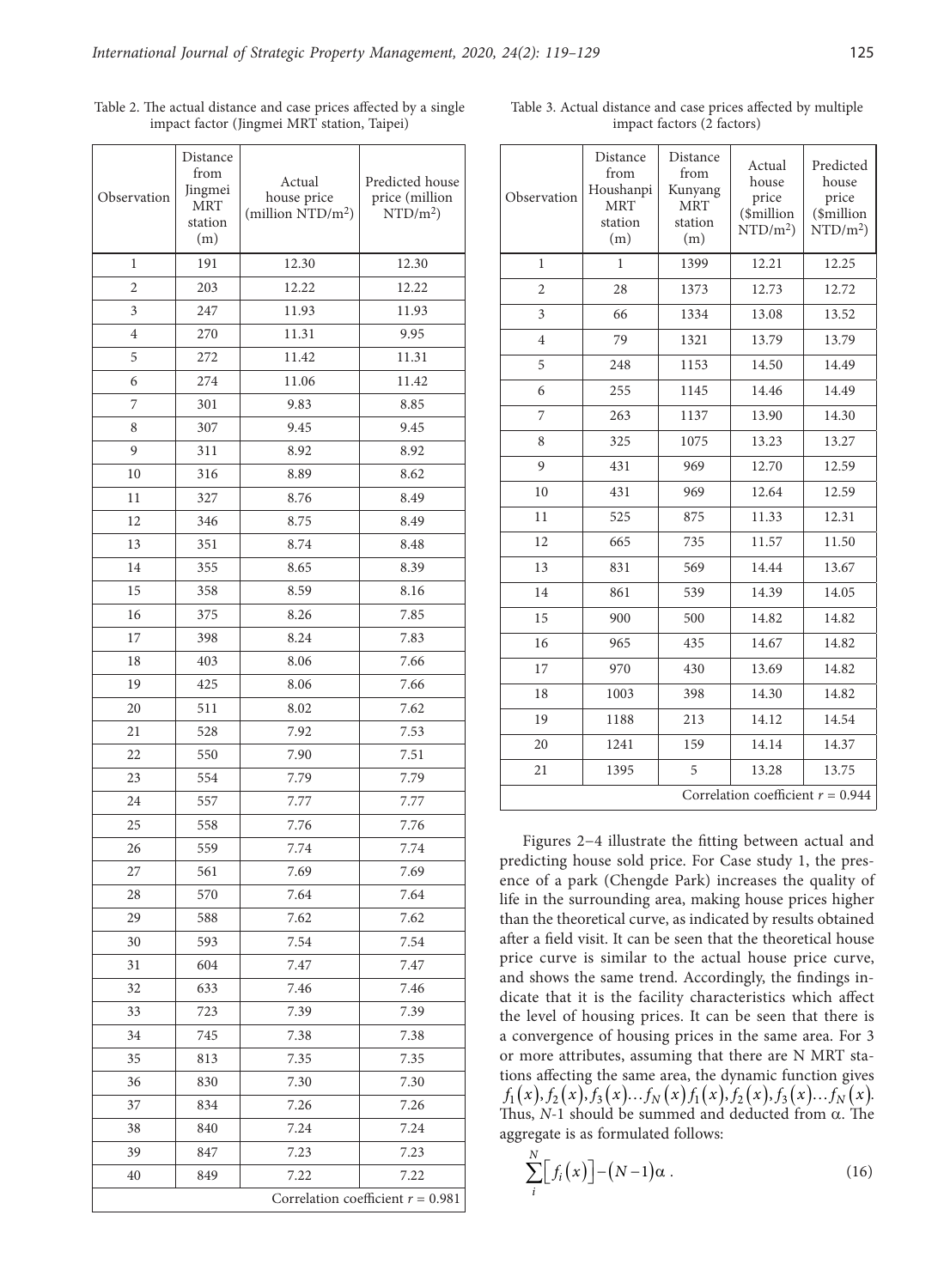Table 2. The actual distance and case prices affected by a single impact factor (Jingmei MRT station, Taipei)

| Observation | Distance from Jingmei MRT station (m) | Actual house price (million NTD/m$^2$) | Predicted house price (million NTD/m$^2$) |
|---|---|---|---|
| 1 | 191 | 12.30 | 12.30 |
| 2 | 203 | 12.22 | 12.22 |
| 3 | 247 | 11.93 | 11.93 |
| 4 | 270 | 11.31 | 9.95 |
| 5 | 272 | 11.42 | 11.31 |
| 6 | 274 | 11.06 | 11.42 |
| 7 | 301 | 9.83 | 8.85 |
| 8 | 307 | 9.45 | 9.45 |
| 9 | 311 | 8.92 | 8.92 |
| 10 | 316 | 8.89 | 8.62 |
| 11 | 327 | 8.76 | 8.49 |
| 12 | 346 | 8.75 | 8.49 |
| 13 | 351 | 8.74 | 8.48 |
| 14 | 355 | 8.65 | 8.39 |
| 15 | 358 | 8.59 | 8.16 |
| 16 | 375 | 8.26 | 7.85 |
| 17 | 398 | 8.24 | 7.83 |
| 18 | 403 | 8.06 | 7.66 |
| 19 | 425 | 8.06 | 7.66 |
| 20 | 511 | 8.02 | 7.62 |
| 21 | 528 | 7.92 | 7.53 |
| 22 | 550 | 7.90 | 7.51 |
| 23 | 554 | 7.79 | 7.79 |
| 24 | 557 | 7.77 | 7.77 |
| 25 | 558 | 7.76 | 7.76 |
| 26 | 559 | 7.74 | 7.74 |
| 27 | 561 | 7.69 | 7.69 |
| 28 | 570 | 7.64 | 7.64 |
| 29 | 588 | 7.62 | 7.62 |
| 30 | 593 | 7.54 | 7.54 |
| 31 | 604 | 7.47 | 7.47 |
| 32 | 633 | 7.46 | 7.46 |
| 33 | 723 | 7.39 | 7.39 |
| 34 | 745 | 7.38 | 7.38 |
| 35 | 813 | 7.35 | 7.35 |
| 36 | 830 | 7.30 | 7.30 |
| 37 | 834 | 7.26 | 7.26 |
| 38 | 840 | 7.24 | 7.24 |
| 39 | 847 | 7.23 | 7.23 |
| 40 | 849 | 7.22 | 7.22 |
| Correlation coefficient $r = 0.981$ | | | |

Table 3. Actual distance and case prices affected by multiple impact factors (2 factors)

| Observation | Distance from Houshanpi MRT station (m) | Distance from Kunyang MRT station (m) | Actual house price ($million NTD/m$^2$) | Predicted house price ($million NTD/m$^2$) |
|---|---|---|---|---|
| 1 | 1 | 1399 | 12.21 | 12.25 |
| 2 | 28 | 1373 | 12.73 | 12.72 |
| 3 | 66 | 1334 | 13.08 | 13.52 |
| 4 | 79 | 1321 | 13.79 | 13.79 |
| 5 | 248 | 1153 | 14.50 | 14.49 |
| 6 | 255 | 1145 | 14.46 | 14.49 |
| 7 | 263 | 1137 | 13.90 | 14.30 |
| 8 | 325 | 1075 | 13.23 | 13.27 |
| 9 | 431 | 969 | 12.70 | 12.59 |
| 10 | 431 | 969 | 12.64 | 12.59 |
| 11 | 525 | 875 | 11.33 | 12.31 |
| 12 | 665 | 735 | 11.57 | 11.50 |
| 13 | 831 | 569 | 14.44 | 13.67 |
| 14 | 861 | 539 | 14.39 | 14.05 |
| 15 | 900 | 500 | 14.82 | 14.82 |
| 16 | 965 | 435 | 14.67 | 14.82 |
| 17 | 970 | 430 | 13.69 | 14.82 |
| 18 | 1003 | 398 | 14.30 | 14.82 |
| 19 | 1188 | 213 | 14.12 | 14.54 |
| 20 | 1241 | 159 | 14.14 | 14.37 |
| 21 | 1395 | 5 | 13.28 | 13.75 |
| Correlation coefficient $r = 0.944$ | | | | |

Figures 2–4 illustrate the fitting between actual and predicting house sold price. For Case study 1, the presence of a park (Chengde Park) increases the quality of life in the surrounding area, making house prices higher than the theoretical curve, as indicated by results obtained after a field visit. It can be seen that the theoretical house price curve is similar to the actual house price curve, and shows the same trend. Accordingly, the findings indicate that it is the facility characteristics which affect the level of housing prices. It can be seen that there is a convergence of housing prices in the same area. For 3 or more attributes, assuming that there are N MRT stations affecting the same area, the dynamic function gives $f_1(x), f_2(x), f_3(x)\ldots f_N(x) f_1(x), f_2(x), f_3(x)\ldots f_N(x)$. Thus, $N$-1 should be summed and deducted from $\alpha$. The aggregate is as formulated follows:

$$\sum_{i}^{N}\left[f_i(x)\right]-(N-1)\alpha \, . \tag{16}$$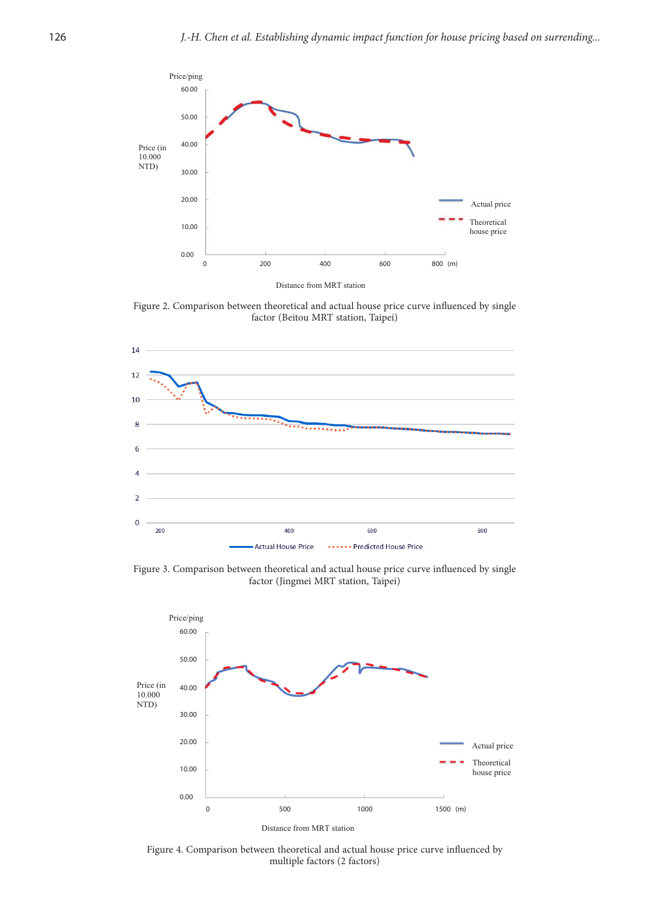Figure 2. Comparison between theoretical and actual house price curve influenced by single factor (Beitou MRT station, Taipei)

Figure 3. Comparison between theoretical and actual house price curve influenced by single factor (Jingmei MRT station, Taipei)

Figure 4. Comparison between theoretical and actual house price curve influenced by multiple factors (2 factors)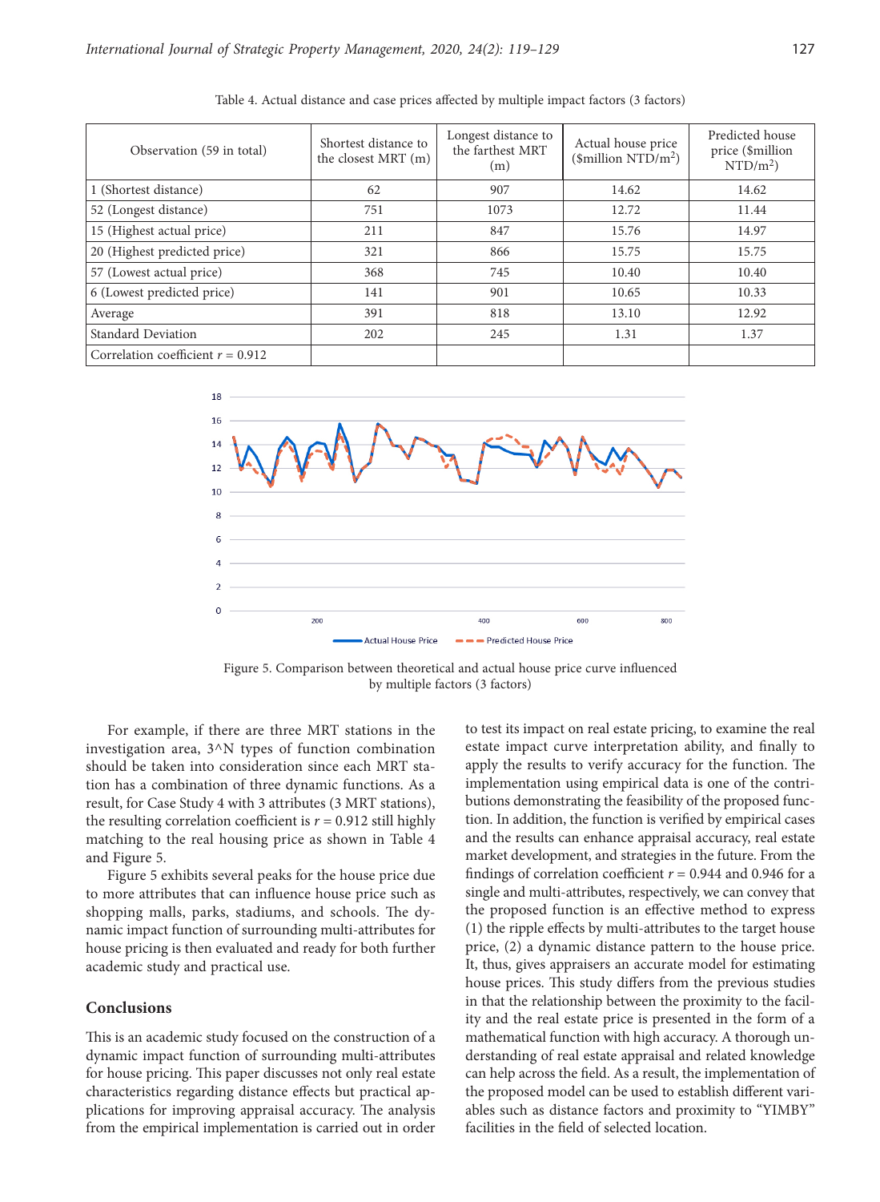Table 4. Actual distance and case prices affected by multiple impact factors (3 factors)

| Observation (59 in total) | Shortest distance to the closest MRT (m) | Longest distance to the farthest MRT (m) | Actual house price ($million NTD/m$^2$) | Predicted house price ($million NTD/m$^2$) |
|---|---|---|---|---|
| 1 (Shortest distance) | 62 | 907 | 14.62 | 14.62 |
| 52 (Longest distance) | 751 | 1073 | 12.72 | 11.44 |
| 15 (Highest actual price) | 211 | 847 | 15.76 | 14.97 |
| 20 (Highest predicted price) | 321 | 866 | 15.75 | 15.75 |
| 57 (Lowest actual price) | 368 | 745 | 10.40 | 10.40 |
| 6 (Lowest predicted price) | 141 | 901 | 10.65 | 10.33 |
| Average | 391 | 818 | 13.10 | 12.92 |
| Standard Deviation | 202 | 245 | 1.31 | 1.37 |
| Correlation coefficient $r$ = 0.912 | | | | |

Figure 5. Comparison between theoretical and actual house price curve influenced by multiple factors (3 factors)

For example, if there are three MRT stations in the investigation area, 3^N types of function combination should be taken into consideration since each MRT station has a combination of three dynamic functions. As a result, for Case Study 4 with 3 attributes (3 MRT stations), the resulting correlation coefficient is $r$ = 0.912 still highly matching to the real housing price as shown in Table 4 and Figure 5.

Figure 5 exhibits several peaks for the house price due to more attributes that can influence house price such as shopping malls, parks, stadiums, and schools. The dynamic impact function of surrounding multi-attributes for house pricing is then evaluated and ready for both further academic study and practical use.

## Conclusions

This is an academic study focused on the construction of a dynamic impact function of surrounding multi-attributes for house pricing. This paper discusses not only real estate characteristics regarding distance effects but practical applications for improving appraisal accuracy. The analysis from the empirical implementation is carried out in order to test its impact on real estate pricing, to examine the real estate impact curve interpretation ability, and finally to apply the results to verify accuracy for the function. The implementation using empirical data is one of the contributions demonstrating the feasibility of the proposed function. In addition, the function is verified by empirical cases and the results can enhance appraisal accuracy, real estate market development, and strategies in the future. From the findings of correlation coefficient $r$ = 0.944 and 0.946 for a single and multi-attributes, respectively, we can convey that the proposed function is an effective method to express (1) the ripple effects by multi-attributes to the target house price, (2) a dynamic distance pattern to the house price. It, thus, gives appraisers an accurate model for estimating house prices. This study differs from the previous studies in that the relationship between the proximity to the facility and the real estate price is presented in the form of a mathematical function with high accuracy. A thorough understanding of real estate appraisal and related knowledge can help across the field. As a result, the implementation of the proposed model can be used to establish different variables such as distance factors and proximity to "YIMBY" facilities in the field of selected location.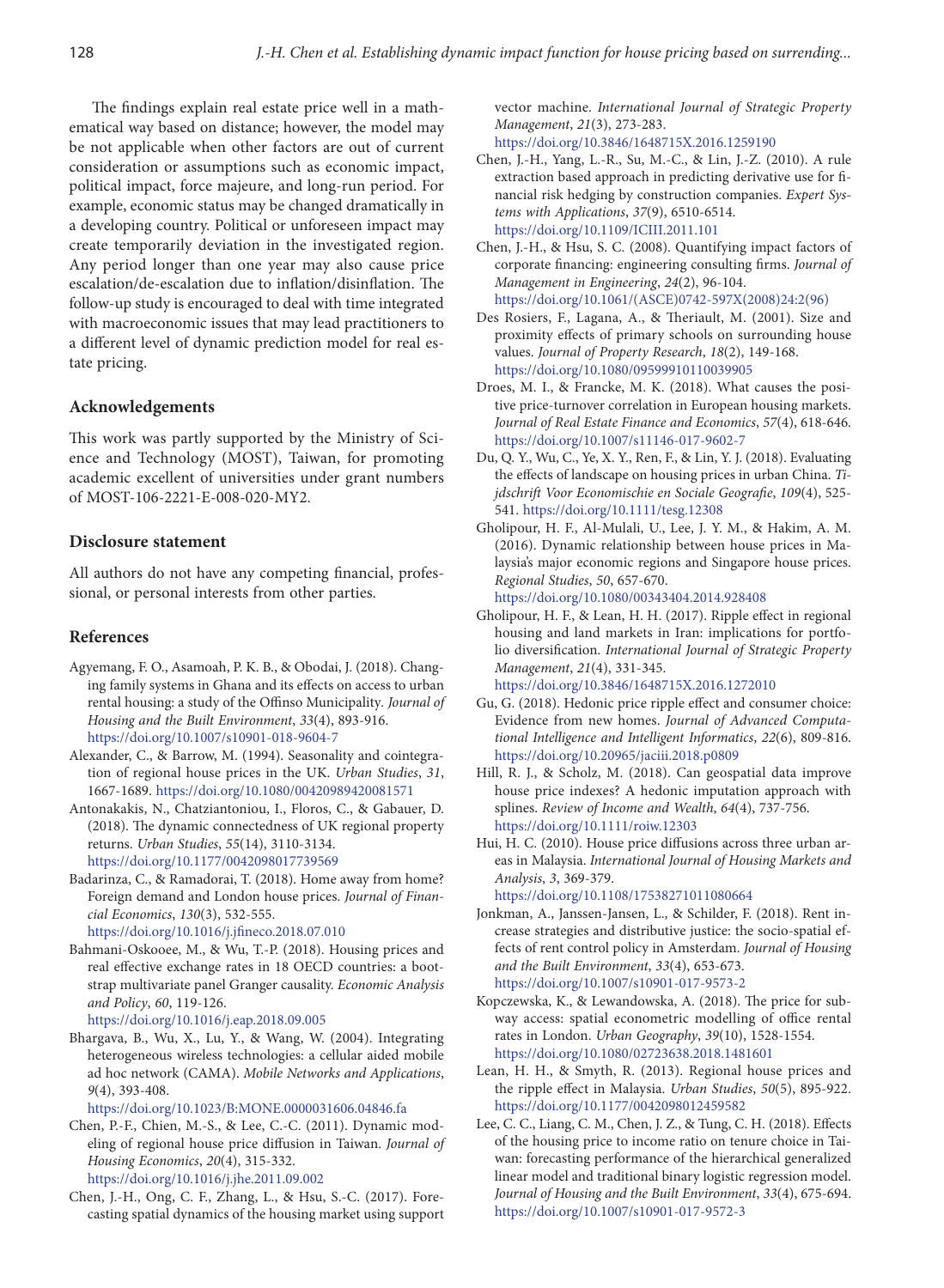The findings explain real estate price well in a mathematical way based on distance; however, the model may be not applicable when other factors are out of current consideration or assumptions such as economic impact, political impact, force majeure, and long-run period. For example, economic status may be changed dramatically in a developing country. Political or unforeseen impact may create temporarily deviation in the investigated region. Any period longer than one year may also cause price escalation/de-escalation due to inflation/disinflation. The follow-up study is encouraged to deal with time integrated with macroeconomic issues that may lead practitioners to a different level of dynamic prediction model for real estate pricing.

## Acknowledgements

This work was partly supported by the Ministry of Science and Technology (MOST), Taiwan, for promoting academic excellent of universities under grant numbers of MOST-106-2221-E-008-020-MY2.

## Disclosure statement

All authors do not have any competing financial, professional, or personal interests from other parties.

## References

Agyemang, F. O., Asamoah, P. K. B., & Obodai, J. (2018). Changing family systems in Ghana and its effects on access to urban rental housing: a study of the Offinso Municipality. *Journal of Housing and the Built Environment*, *33*(4), 893-916. https://doi.org/10.1007/s10901-018-9604-7

Alexander, C., & Barrow, M. (1994). Seasonality and cointegration of regional house prices in the UK. *Urban Studies*, *31*, 1667-1689. https://doi.org/10.1080/00420989420081571

Antonakakis, N., Chatziantoniou, I., Floros, C., & Gabauer, D. (2018). The dynamic connectedness of UK regional property returns. *Urban Studies*, *55*(14), 3110-3134. https://doi.org/10.1177/0042098017739569

Badarinza, C., & Ramadorai, T. (2018). Home away from home? Foreign demand and London house prices. *Journal of Financial Economics*, *130*(3), 532-555. https://doi.org/10.1016/j.jfineco.2018.07.010

Bahmani-Oskooee, M., & Wu, T.-P. (2018). Housing prices and real effective exchange rates in 18 OECD countries: a bootstrap multivariate panel Granger causality. *Economic Analysis and Policy*, *60*, 119-126. https://doi.org/10.1016/j.eap.2018.09.005

Bhargava, B., Wu, X., Lu, Y., & Wang, W. (2004). Integrating heterogeneous wireless technologies: a cellular aided mobile ad hoc network (CAMA). *Mobile Networks and Applications*, *9*(4), 393-408. https://doi.org/10.1023/B:MONE.0000031606.04846.fa

Chen, P.-F., Chien, M.-S., & Lee, C.-C. (2011). Dynamic modeling of regional house price diffusion in Taiwan. *Journal of Housing Economics*, *20*(4), 315-332. https://doi.org/10.1016/j.jhe.2011.09.002

Chen, J.-H., Ong, C. F., Zhang, L., & Hsu, S.-C. (2017). Forecasting spatial dynamics of the housing market using support vector machine. *International Journal of Strategic Property Management*, *21*(3), 273-283. https://doi.org/10.3846/1648715X.2016.1259190

Chen, J.-H., Yang, L.-R., Su, M.-C., & Lin, J.-Z. (2010). A rule extraction based approach in predicting derivative use for financial risk hedging by construction companies. *Expert Systems with Applications*, *37*(9), 6510-6514. https://doi.org/10.1109/ICIII.2011.101

Chen, J.-H., & Hsu, S. C. (2008). Quantifying impact factors of corporate financing: engineering consulting firms. *Journal of Management in Engineering*, *24*(2), 96-104. https://doi.org/10.1061/(ASCE)0742-597X(2008)24:2(96)

Des Rosiers, F., Lagana, A., & Theriault, M. (2001). Size and proximity effects of primary schools on surrounding house values. *Journal of Property Research*, *18*(2), 149-168. https://doi.org/10.1080/09599910110039905

Droes, M. I., & Francke, M. K. (2018). What causes the positive price-turnover correlation in European housing markets. *Journal of Real Estate Finance and Economics*, *57*(4), 618-646. https://doi.org/10.1007/s11146-017-9602-7

Du, Q. Y., Wu, C., Ye, X. Y., Ren, F., & Lin, Y. J. (2018). Evaluating the effects of landscape on housing prices in urban China. *Tijdschrift Voor Economischie en Sociale Geografie*, *109*(4), 525-541. https://doi.org/10.1111/tesg.12308

Gholipour, H. F., Al-Mulali, U., Lee, J. Y. M., & Hakim, A. M. (2016). Dynamic relationship between house prices in Malaysia's major economic regions and Singapore house prices. *Regional Studies*, *50*, 657-670. https://doi.org/10.1080/00343404.2014.928408

Gholipour, H. F., & Lean, H. H. (2017). Ripple effect in regional housing and land markets in Iran: implications for portfolio diversification. *International Journal of Strategic Property Management*, *21*(4), 331-345. https://doi.org/10.3846/1648715X.2016.1272010

Gu, G. (2018). Hedonic price ripple effect and consumer choice: Evidence from new homes. *Journal of Advanced Computational Intelligence and Intelligent Informatics*, *22*(6), 809-816. https://doi.org/10.20965/jaciii.2018.p0809

Hill, R. J., & Scholz, M. (2018). Can geospatial data improve house price indexes? A hedonic imputation approach with splines. *Review of Income and Wealth*, *64*(4), 737-756. https://doi.org/10.1111/roiw.12303

Hui, H. C. (2010). House price diffusions across three urban areas in Malaysia. *International Journal of Housing Markets and Analysis*, *3*, 369-379. https://doi.org/10.1108/17538271011080664

Jonkman, A., Janssen-Jansen, L., & Schilder, F. (2018). Rent increase strategies and distributive justice: the socio-spatial effects of rent control policy in Amsterdam. *Journal of Housing and the Built Environment*, *33*(4), 653-673. https://doi.org/10.1007/s10901-017-9573-2

Kopczewska, K., & Lewandowska, A. (2018). The price for subway access: spatial econometric modelling of office rental rates in London. *Urban Geography*, *39*(10), 1528-1554. https://doi.org/10.1080/02723638.2018.1481601

Lean, H. H., & Smyth, R. (2013). Regional house prices and the ripple effect in Malaysia. *Urban Studies*, *50*(5), 895-922. https://doi.org/10.1177/0042098012459582

Lee, C. C., Liang, C. M., Chen, J. Z., & Tung, C. H. (2018). Effects of the housing price to income ratio on tenure choice in Taiwan: forecasting performance of the hierarchical generalized linear model and traditional binary logistic regression model. *Journal of Housing and the Built Environment*, *33*(4), 675-694. https://doi.org/10.1007/s10901-017-9572-3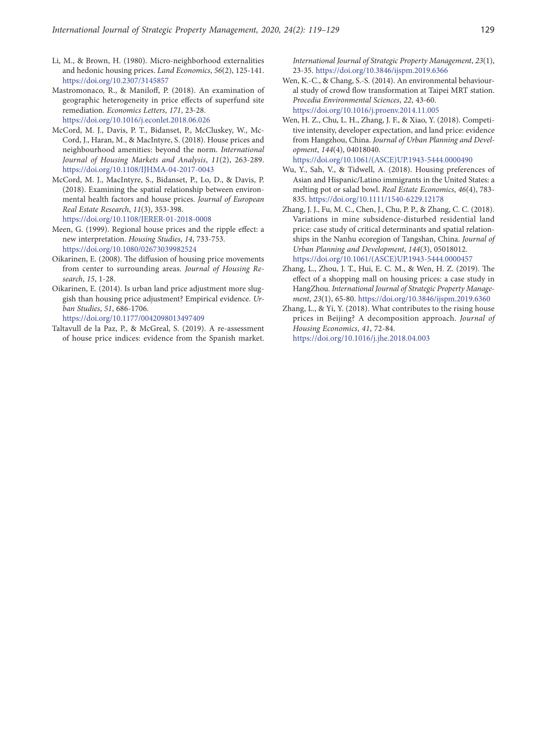Li, M., & Brown, H. (1980). Micro-neighborhood externalities and hedonic housing prices. *Land Economics*, *56*(2), 125-141. https://doi.org/10.2307/3145857

Mastromonaco, R., & Maniloff, P. (2018). An examination of geographic heterogeneity in price effects of superfund site remediation. *Economics Letters*, *171*, 23-28. https://doi.org/10.1016/j.econlet.2018.06.026

McCord, M. J., Davis, P. T., Bidanset, P., McCluskey, W., McCord, J., Haran, M., & MacIntyre, S. (2018). House prices and neighbourhood amenities: beyond the norm. *International Journal of Housing Markets and Analysis*, *11*(2), 263-289. https://doi.org/10.1108/IJHMA-04-2017-0043

McCord, M. J., MacIntyre, S., Bidanset, P., Lo, D., & Davis, P. (2018). Examining the spatial relationship between environmental health factors and house prices. *Journal of European Real Estate Research*, *11*(3), 353-398. https://doi.org/10.1108/JERER-01-2018-0008

Meen, G. (1999). Regional house prices and the ripple effect: a new interpretation. *Housing Studies*, *14*, 733-753. https://doi.org/10.1080/02673039982524

Oikarinen, E. (2008). The diffusion of housing price movements from center to surrounding areas. *Journal of Housing Research*, *15*, 1-28.

Oikarinen, E. (2014). Is urban land price adjustment more sluggish than housing price adjustment? Empirical evidence. *Urban Studies*, *51*, 686-1706. https://doi.org/10.1177/0042098013497409

Taltavull de la Paz, P., & McGreal, S. (2019). A re-assessment of house price indices: evidence from the Spanish market. *International Journal of Strategic Property Management*, *23*(1), 23-35. https://doi.org/10.3846/ijspm.2019.6366

Wen, K.-C., & Chang, S.-S. (2014). An environmental behavioural study of crowd flow transformation at Taipei MRT station. *Procedia Environmental Sciences*, *22*, 43-60. https://doi.org/10.1016/j.proenv.2014.11.005

Wen, H. Z., Chu, L. H., Zhang, J. F., & Xiao, Y. (2018). Competitive intensity, developer expectation, and land price: evidence from Hangzhou, China. *Journal of Urban Planning and Development*, *144*(4), 04018040. https://doi.org/10.1061/(ASCE)UP.1943-5444.0000490

Wu, Y., Sah, V., & Tidwell, A. (2018). Housing preferences of Asian and Hispanic/Latino immigrants in the United States: a melting pot or salad bowl. *Real Estate Economics*, *46*(4), 783-835. https://doi.org/10.1111/1540-6229.12178

Zhang, J. J., Fu, M. C., Chen, J., Chu, P. P., & Zhang, C. C. (2018). Variations in mine subsidence-disturbed residential land price: case study of critical determinants and spatial relationships in the Nanhu ecoregion of Tangshan, China. *Journal of Urban Planning and Development*, *144*(3), 05018012. https://doi.org/10.1061/(ASCE)UP.1943-5444.0000457

Zhang, L., Zhou, J. T., Hui, E. C. M., & Wen, H. Z. (2019). The effect of a shopping mall on housing prices: a case study in HangZhou. *International Journal of Strategic Property Management*, *23*(1), 65-80. https://doi.org/10.3846/ijspm.2019.6360

Zhang, L., & Yi, Y. (2018). What contributes to the rising house prices in Beijing? A decomposition approach. *Journal of Housing Economics*, *41*, 72-84. https://doi.org/10.1016/j.jhe.2018.04.003